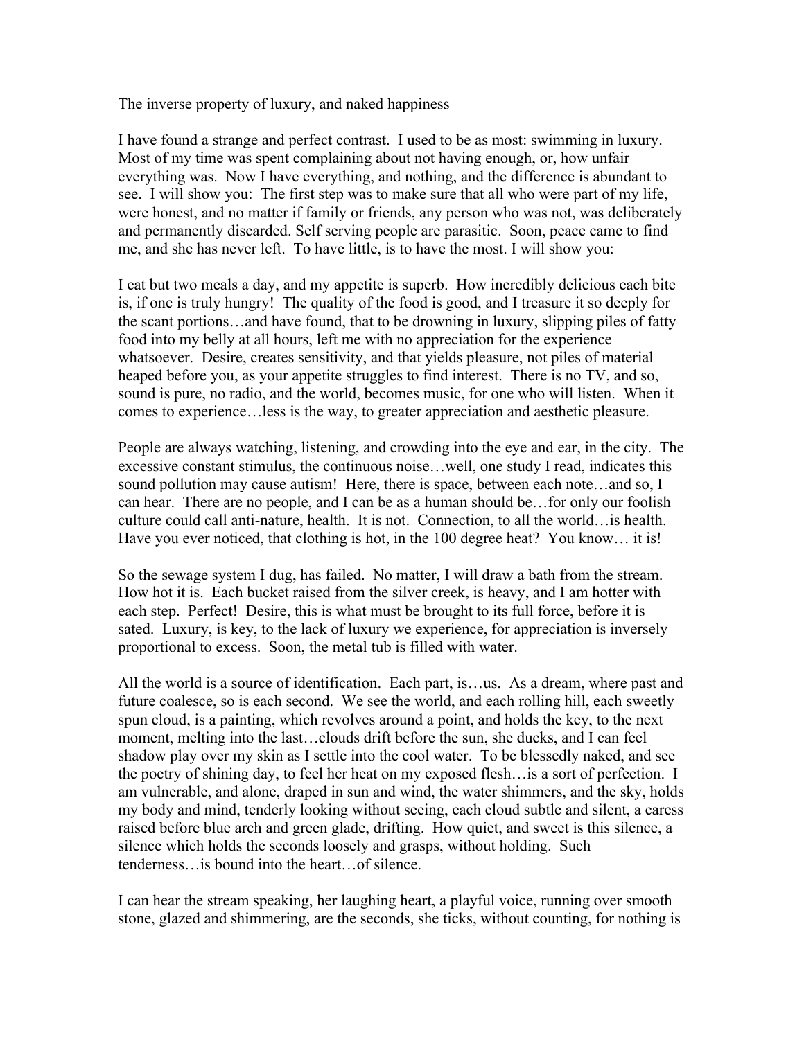# The inverse property of luxury, and naked happiness

I have found a strange and perfect contrast. I used to be as most: swimming in luxury. Most of my time was spent complaining about not having enough, or, how unfair everything was. Now I have everything, and nothing, and the difference is abundant to see. I will show you: The first step was to make sure that all who were part of my life, were honest, and no matter if family or friends, any person who was not, was deliberately and permanently discarded. Self serving people are parasitic. Soon, peace came to find me, and she has never left. To have little, is to have the most. I will show you:

I eat but two meals a day, and my appetite is superb. How incredibly delicious each bite is, if one is truly hungry! The quality of the food is good, and I treasure it so deeply for the scant portions…and have found, that to be drowning in luxury, slipping piles of fatty food into my belly at all hours, left me with no appreciation for the experience whatsoever. Desire, creates sensitivity, and that yields pleasure, not piles of material heaped before you, as your appetite struggles to find interest. There is no TV, and so, sound is pure, no radio, and the world, becomes music, for one who will listen. When it comes to experience…less is the way, to greater appreciation and aesthetic pleasure.

People are always watching, listening, and crowding into the eye and ear, in the city. The excessive constant stimulus, the continuous noise…well, one study I read, indicates this sound pollution may cause autism! Here, there is space, between each note…and so, I can hear. There are no people, and I can be as a human should be…for only our foolish culture could call anti-nature, health. It is not. Connection, to all the world…is health. Have you ever noticed, that clothing is hot, in the 100 degree heat? You know… it is!

So the sewage system I dug, has failed. No matter, I will draw a bath from the stream. How hot it is. Each bucket raised from the silver creek, is heavy, and I am hotter with each step. Perfect! Desire, this is what must be brought to its full force, before it is sated. Luxury, is key, to the lack of luxury we experience, for appreciation is inversely proportional to excess. Soon, the metal tub is filled with water.

All the world is a source of identification. Each part, is…us. As a dream, where past and future coalesce, so is each second. We see the world, and each rolling hill, each sweetly spun cloud, is a painting, which revolves around a point, and holds the key, to the next moment, melting into the last…clouds drift before the sun, she ducks, and I can feel shadow play over my skin as I settle into the cool water. To be blessedly naked, and see the poetry of shining day, to feel her heat on my exposed flesh…is a sort of perfection. I am vulnerable, and alone, draped in sun and wind, the water shimmers, and the sky, holds my body and mind, tenderly looking without seeing, each cloud subtle and silent, a caress raised before blue arch and green glade, drifting. How quiet, and sweet is this silence, a silence which holds the seconds loosely and grasps, without holding. Such tenderness…is bound into the heart…of silence.

I can hear the stream speaking, her laughing heart, a playful voice, running over smooth stone, glazed and shimmering, are the seconds, she ticks, without counting, for nothing is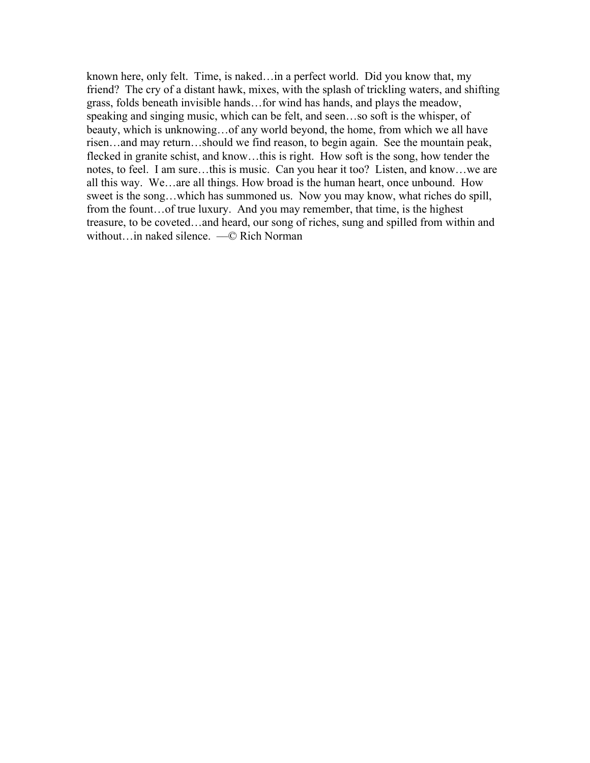known here, only felt. Time, is naked…in a perfect world. Did you know that, my friend? The cry of a distant hawk, mixes, with the splash of trickling waters, and shifting grass, folds beneath invisible hands…for wind has hands, and plays the meadow, speaking and singing music, which can be felt, and seen…so soft is the whisper, of beauty, which is unknowing…of any world beyond, the home, from which we all have risen…and may return…should we find reason, to begin again. See the mountain peak, flecked in granite schist, and know…this is right. How soft is the song, how tender the notes, to feel. I am sure…this is music. Can you hear it too? Listen, and know…we are all this way. We…are all things. How broad is the human heart, once unbound. How sweet is the song…which has summoned us. Now you may know, what riches do spill, from the fount…of true luxury. And you may remember, that time, is the highest treasure, to be coveted…and heard, our song of riches, sung and spilled from within and without…in naked silence. —© Rich Norman